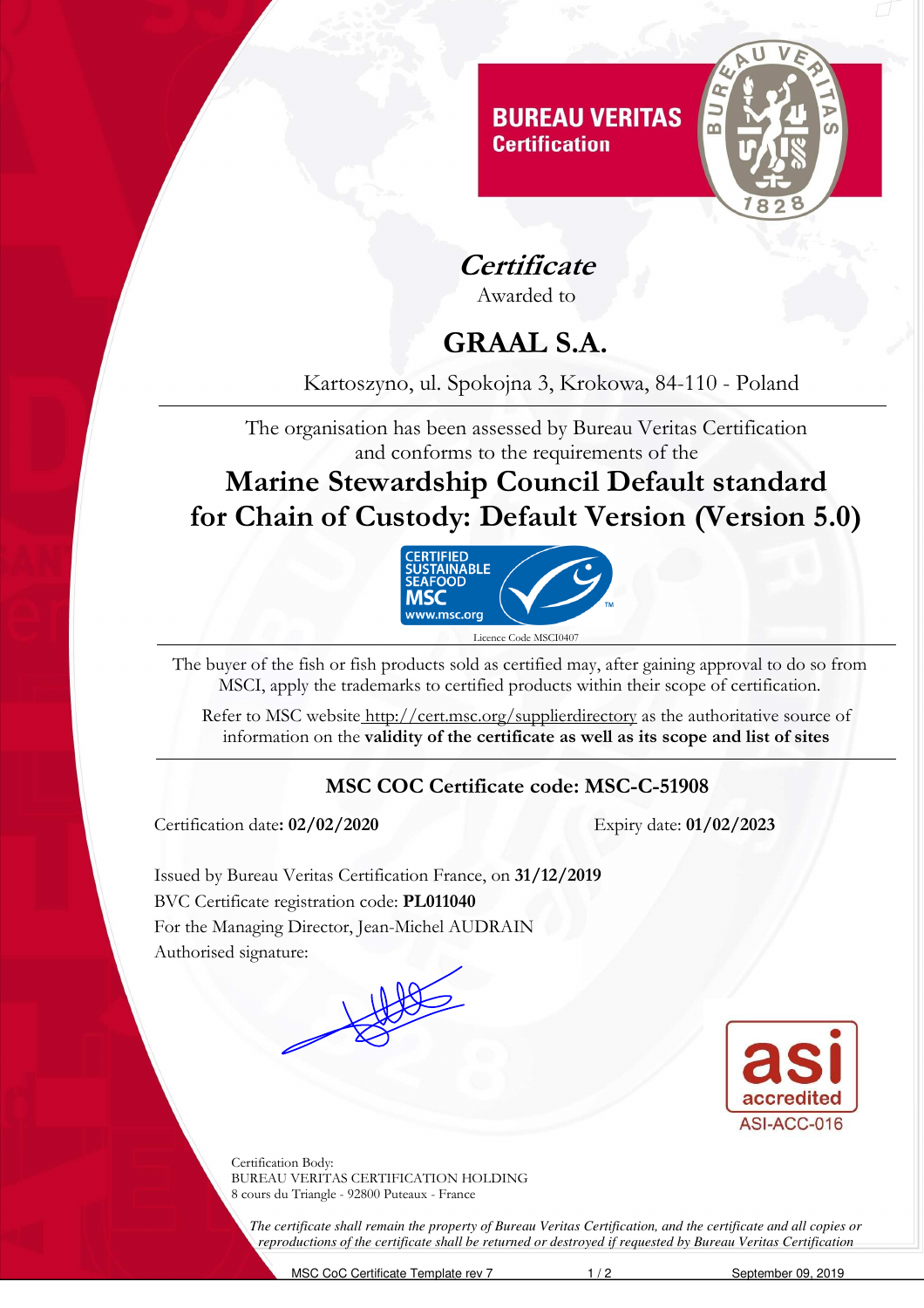**BUREAU VERITAS**
**Certification**

# *Certificate*

Awarded to

# GRAAL S.A.

Kartoszyno, ul. Spokojna 3, Krokowa, 84-110 - Poland

The organisation has been assessed by Bureau Veritas Certification and conforms to the requirements of the

## Marine Stewardship Council Default standard for Chain of Custody: Default Version (Version 5.0)

CERTIFIED SUSTAINABLE SEAFOOD MSC www.msc.org

Licence Code MSCI0407

The buyer of the fish or fish products sold as certified may, after gaining approval to do so from MSCI, apply the trademarks to certified products within their scope of certification.

Refer to MSC website http://cert.msc.org/supplierdirectory as the authoritative source of information on the **validity of the certificate as well as its scope and list of sites**

### MSC COC Certificate code: MSC-C-51908

Certification date**: 02/02/2020** Expiry date: **01/02/2023**

Issued by Bureau Veritas Certification France, on **31/12/2019**
BVC Certificate registration code: **PL011040**
For the Managing Director, Jean-Michel AUDRAIN
Authorised signature:

asi accredited
ASI-ACC-016

Certification Body:
BUREAU VERITAS CERTIFICATION HOLDING
8 cours du Triangle - 92800 Puteaux - France

*The certificate shall remain the property of Bureau Veritas Certification, and the certificate and all copies or reproductions of the certificate shall be returned or destroyed if requested by Bureau Veritas Certification*

MSC CoC Certificate Template rev 7 September 09, 2019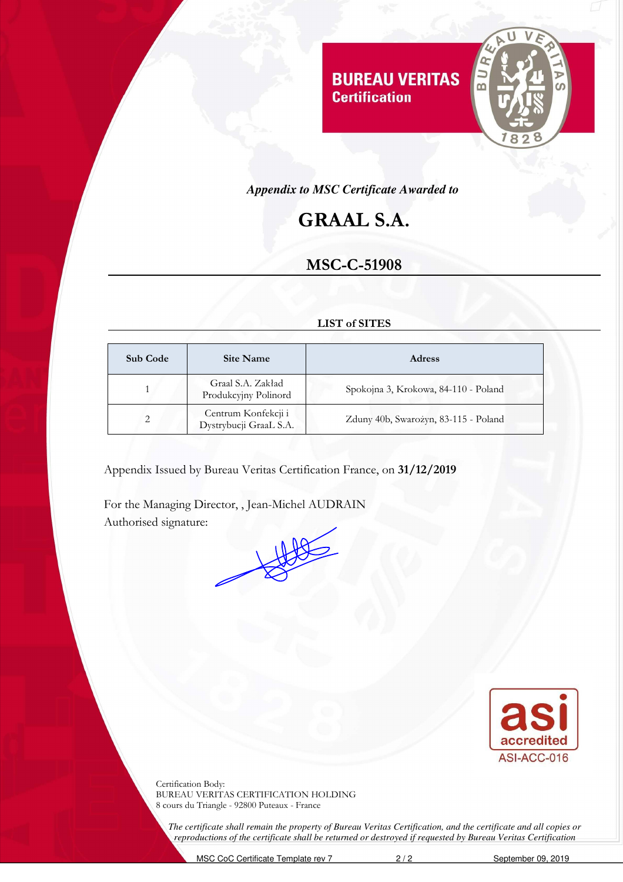*Appendix to MSC Certificate Awarded to*

# GRAAL S.A.

## MSC-C-51908

**LIST of SITES**

| Sub Code | Site Name | Adress |
| --- | --- | --- |
| 1 | Graal S.A. Zakład Produkcyjny Polinord | Spokojna 3, Krokowa, 84-110 - Poland |
| 2 | Centrum Konfekcji i Dystrybucji GraaL S.A. | Zduny 40b, Swarożyn, 83-115 - Poland |

Appendix Issued by Bureau Veritas Certification France, on **31/12/2019**

For the Managing Director, , Jean-Michel AUDRAIN
Authorised signature:

asi accredited
ASI-ACC-016

Certification Body:
BUREAU VERITAS CERTIFICATION HOLDING
8 cours du Triangle - 92800 Puteaux - France

*The certificate shall remain the property of Bureau Veritas Certification, and the certificate and all copies or reproductions of the certificate shall be returned or destroyed if requested by Bureau Veritas Certification*

MSC CoC Certificate Template rev 7 September 09, 2019